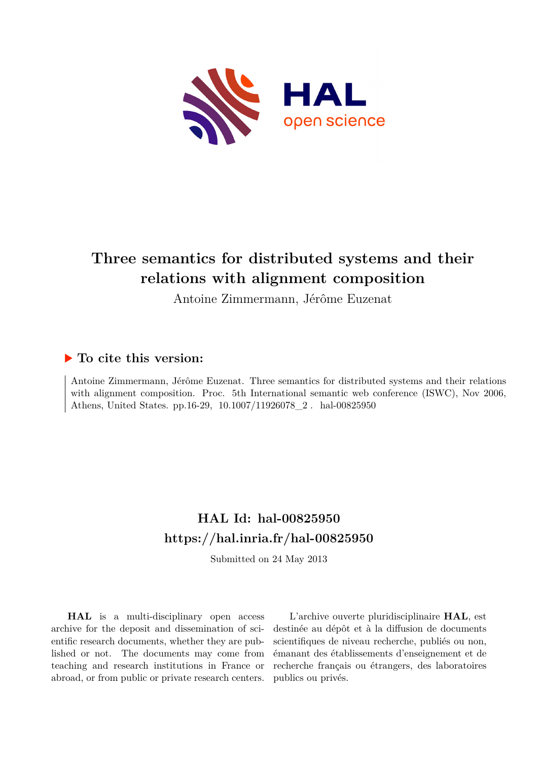# Three semantics for distributed systems and their relations with alignment composition

Antoine Zimmermann, Jérôme Euzenat

## ▶ To cite this version:

Antoine Zimmermann, Jérôme Euzenat. Three semantics for distributed systems and their relations with alignment composition. Proc. 5th International semantic web conference (ISWC), Nov 2006, Athens, United States. pp.16-29, 10.1007/11926078_2 . hal-00825950

## HAL Id: hal-00825950
## https://hal.inria.fr/hal-00825950

Submitted on 24 May 2013

**HAL** is a multi-disciplinary open access archive for the deposit and dissemination of scientific research documents, whether they are published or not. The documents may come from teaching and research institutions in France or abroad, or from public or private research centers.

L'archive ouverte pluridisciplinaire **HAL**, est destinée au dépôt et à la diffusion de documents scientifiques de niveau recherche, publiés ou non, émanant des établissements d'enseignement et de recherche français ou étrangers, des laboratoires publics ou privés.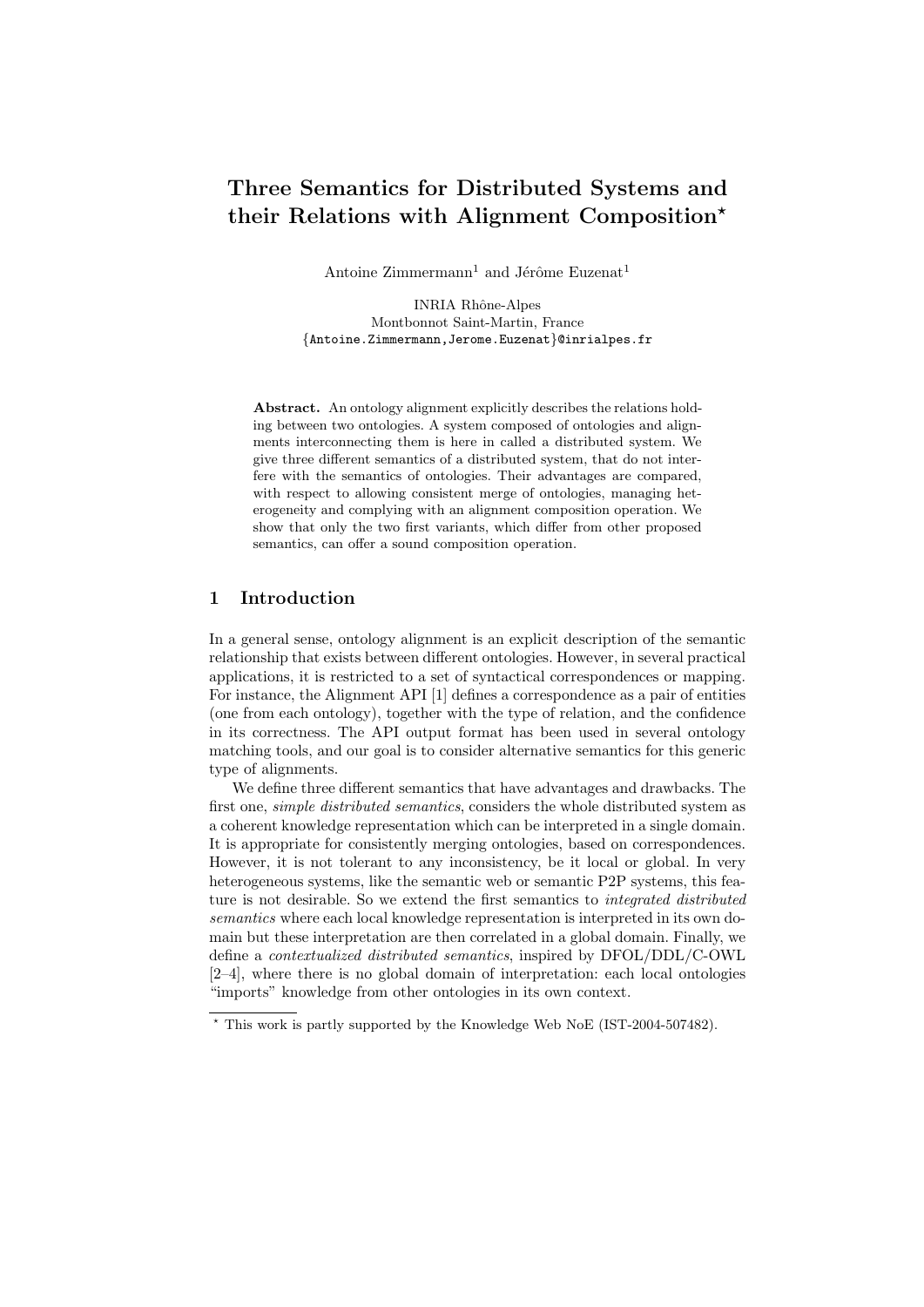# Three Semantics for Distributed Systems and their Relations with Alignment Composition*

Antoine Zimmermann[1] and Jérôme Euzenat[1]

INRIA Rhône-Alpes
Montbonnot Saint-Martin, France
{Antoine.Zimmermann,Jerome.Euzenat}@inrialpes.fr

**Abstract.** An ontology alignment explicitly describes the relations holding between two ontologies. A system composed of ontologies and alignments interconnecting them is here in called a distributed system. We give three different semantics of a distributed system, that do not interfere with the semantics of ontologies. Their advantages are compared, with respect to allowing consistent merge of ontologies, managing heterogeneity and complying with an alignment composition operation. We show that only the two first variants, which differ from other proposed semantics, can offer a sound composition operation.

## 1 Introduction

In a general sense, ontology alignment is an explicit description of the semantic relationship that exists between different ontologies. However, in several practical applications, it is restricted to a set of syntactical correspondences or mapping. For instance, the Alignment API [1] defines a correspondence as a pair of entities (one from each ontology), together with the type of relation, and the confidence in its correctness. The API output format has been used in several ontology matching tools, and our goal is to consider alternative semantics for this generic type of alignments.

We define three different semantics that have advantages and drawbacks. The first one, *simple distributed semantics*, considers the whole distributed system as a coherent knowledge representation which can be interpreted in a single domain. It is appropriate for consistently merging ontologies, based on correspondences. However, it is not tolerant to any inconsistency, be it local or global. In very heterogeneous systems, like the semantic web or semantic P2P systems, this feature is not desirable. So we extend the first semantics to *integrated distributed semantics* where each local knowledge representation is interpreted in its own domain but these interpretation are then correlated in a global domain. Finally, we define a *contextualized distributed semantics*, inspired by DFOL/DDL/C-OWL [2–4], where there is no global domain of interpretation: each local ontologies "imports" knowledge from other ontologies in its own context.

* This work is partly supported by the Knowledge Web NoE (IST-2004-507482).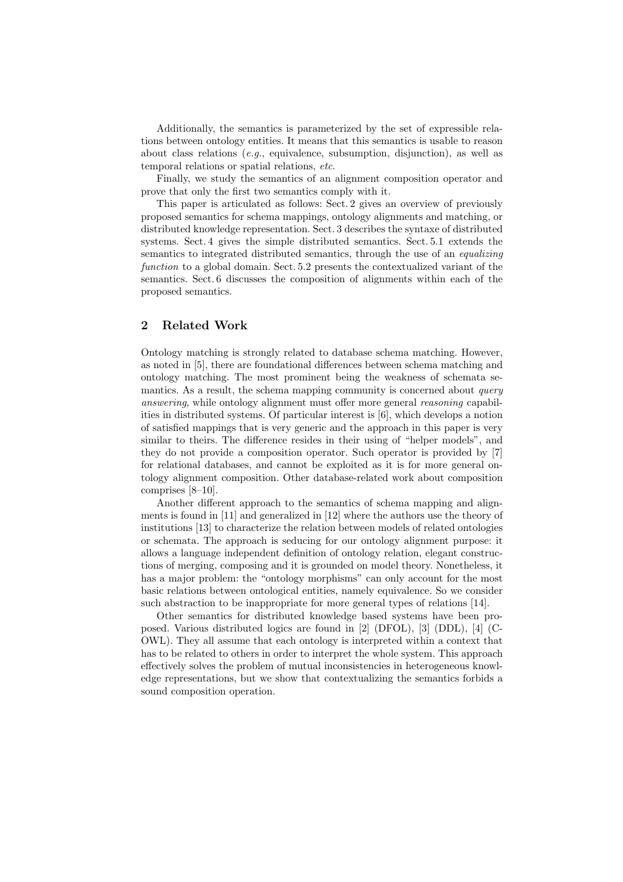Additionally, the semantics is parameterized by the set of expressible relations between ontology entities. It means that this semantics is usable to reason about class relations (*e.g.*, equivalence, subsumption, disjunction), as well as temporal relations or spatial relations, *etc.*

Finally, we study the semantics of an alignment composition operator and prove that only the first two semantics comply with it.

This paper is articulated as follows: Sect. 2 gives an overview of previously proposed semantics for schema mappings, ontology alignments and matching, or distributed knowledge representation. Sect. 3 describes the syntaxe of distributed systems. Sect. 4 gives the simple distributed semantics. Sect. 5.1 extends the semantics to integrated distributed semantics, through the use of an *equalizing function* to a global domain. Sect. 5.2 presents the contextualized variant of the semantics. Sect. 6 discusses the composition of alignments within each of the proposed semantics.

## 2 Related Work

Ontology matching is strongly related to database schema matching. However, as noted in [5], there are foundational differences between schema matching and ontology matching. The most prominent being the weakness of schemata semantics. As a result, the schema mapping community is concerned about *query answering*, while ontology alignment must offer more general *reasoning* capabilities in distributed systems. Of particular interest is [6], which develops a notion of satisfied mappings that is very generic and the approach in this paper is very similar to theirs. The difference resides in their using of "helper models", and they do not provide a composition operator. Such operator is provided by [7] for relational databases, and cannot be exploited as it is for more general ontology alignment composition. Other database-related work about composition comprises [8–10].

Another different approach to the semantics of schema mapping and alignments is found in [11] and generalized in [12] where the authors use the theory of institutions [13] to characterize the relation between models of related ontologies or schemata. The approach is seducing for our ontology alignment purpose: it allows a language independent definition of ontology relation, elegant constructions of merging, composing and it is grounded on model theory. Nonetheless, it has a major problem: the "ontology morphisms" can only account for the most basic relations between ontological entities, namely equivalence. So we consider such abstraction to be inappropriate for more general types of relations [14].

Other semantics for distributed knowledge based systems have been proposed. Various distributed logics are found in [2] (DFOL), [3] (DDL), [4] (C-OWL). They all assume that each ontology is interpreted within a context that has to be related to others in order to interpret the whole system. This approach effectively solves the problem of mutual inconsistencies in heterogeneous knowledge representations, but we show that contextualizing the semantics forbids a sound composition operation.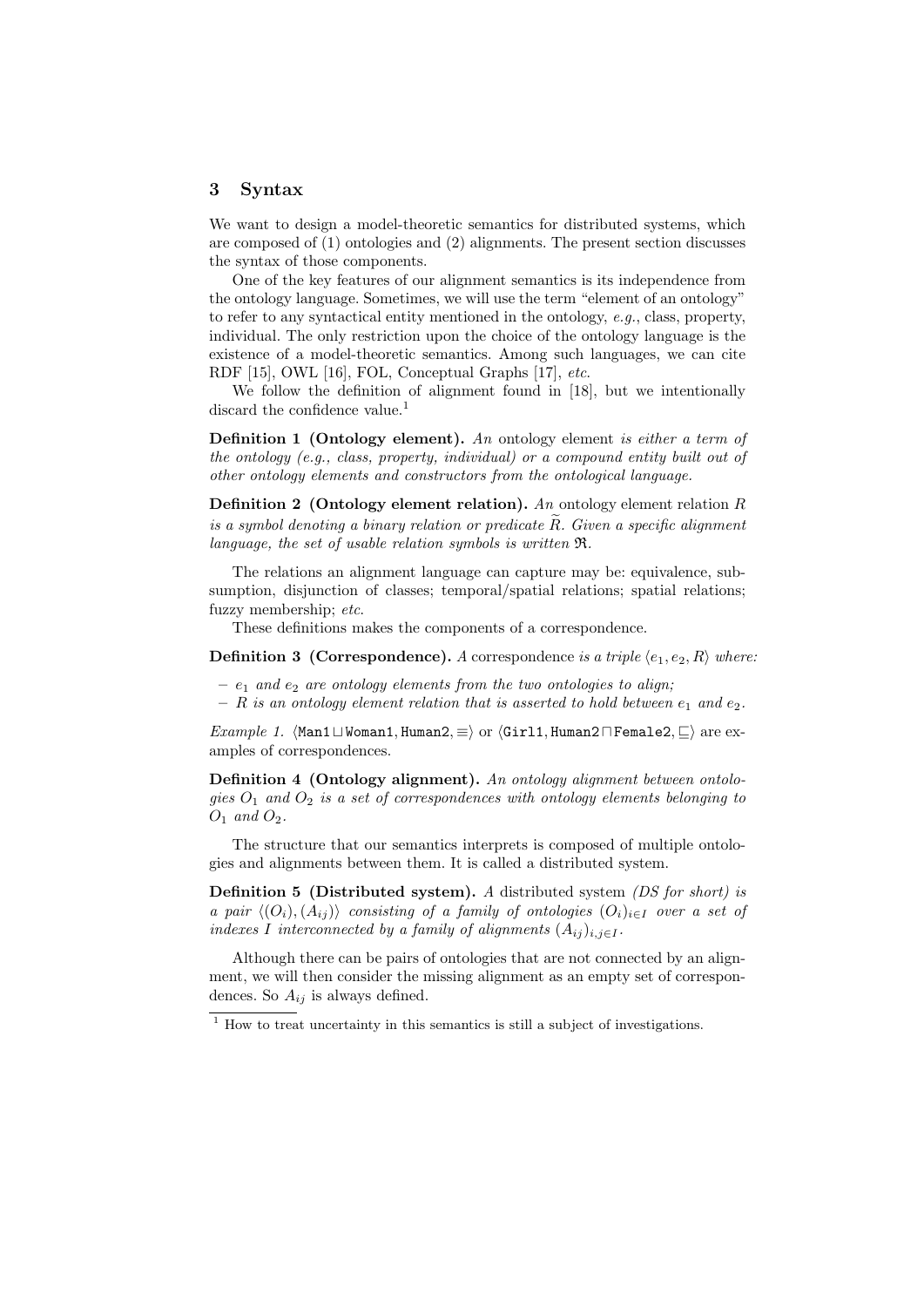## 3 Syntax

We want to design a model-theoretic semantics for distributed systems, which are composed of (1) ontologies and (2) alignments. The present section discusses the syntax of those components.

One of the key features of our alignment semantics is its independence from the ontology language. Sometimes, we will use the term "element of an ontology" to refer to any syntactical entity mentioned in the ontology, *e.g.*, class, property, individual. The only restriction upon the choice of the ontology language is the existence of a model-theoretic semantics. Among such languages, we can cite RDF [15], OWL [16], FOL, Conceptual Graphs [17], *etc.*

We follow the definition of alignment found in [18], but we intentionally discard the confidence value.[1]

**Definition 1 (Ontology element).** *An* ontology element *is either a term of the ontology (e.g., class, property, individual) or a compound entity built out of other ontology elements and constructors from the ontological language.*

**Definition 2 (Ontology element relation).** *An* ontology element relation $R$ *is a symbol denoting a binary relation or predicate* $\widetilde{R}$*. Given a specific alignment language, the set of usable relation symbols is written* $\mathfrak{R}$*.*

The relations an alignment language can capture may be: equivalence, subsumption, disjunction of classes; temporal/spatial relations; spatial relations; fuzzy membership; *etc.*

These definitions makes the components of a correspondence.

**Definition 3 (Correspondence).** *A* correspondence *is a triple* $\langle e_1, e_2, R\rangle$ *where:*

- $e_1$ *and* $e_2$ *are ontology elements from the two ontologies to align;*
- $R$ *is an ontology element relation that is asserted to hold between* $e_1$ *and* $e_2$*.*

*Example 1.* $\langle \texttt{Man1} \sqcup \texttt{Woman1}, \texttt{Human2}, \equiv\rangle$ or $\langle \texttt{Girl1}, \texttt{Human2} \sqcap \texttt{Female2}, \sqsubseteq\rangle$ are examples of correspondences.

**Definition 4 (Ontology alignment).** *An ontology alignment between ontologies* $O_1$ *and* $O_2$ *is a set of correspondences with ontology elements belonging to* $O_1$ *and* $O_2$*.*

The structure that our semantics interprets is composed of multiple ontologies and alignments between them. It is called a distributed system.

**Definition 5 (Distributed system).** *A* distributed system *(DS for short) is a pair* $\langle (O_i), (A_{ij})\rangle$ *consisting of a family of ontologies* $(O_i)_{i\in I}$ *over a set of indexes* $I$ *interconnected by a family of alignments* $(A_{ij})_{i,j\in I}$*.*

Although there can be pairs of ontologies that are not connected by an alignment, we will then consider the missing alignment as an empty set of correspondences. So $A_{ij}$ is always defined.

[1] How to treat uncertainty in this semantics is still a subject of investigations.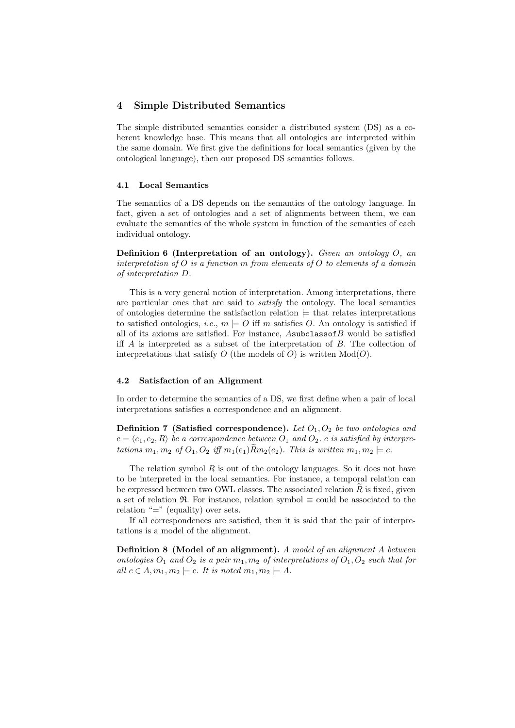## 4 Simple Distributed Semantics

The simple distributed semantics consider a distributed system (DS) as a coherent knowledge base. This means that all ontologies are interpreted within the same domain. We first give the definitions for local semantics (given by the ontological language), then our proposed DS semantics follows.

### 4.1 Local Semantics

The semantics of a DS depends on the semantics of the ontology language. In fact, given a set of ontologies and a set of alignments between them, we can evaluate the semantics of the whole system in function of the semantics of each individual ontology.

**Definition 6 (Interpretation of an ontology).** *Given an ontology $O$, an interpretation of $O$ is a function $m$ from elements of $O$ to elements of a domain of interpretation $D$.*

This is a very general notion of interpretation. Among interpretations, there are particular ones that are said to *satisfy* the ontology. The local semantics of ontologies determine the satisfaction relation $\models$ that relates interpretations to satisfied ontologies, *i.e.*, $m \models O$ iff $m$ satisfies $O$. An ontology is satisfied if all of its axioms are satisfied. For instance, $A$`subclassof`$B$ would be satisfied iff $A$ is interpreted as a subset of the interpretation of $B$. The collection of interpretations that satisfy $O$ (the models of $O$) is written $\text{Mod}(O)$.

### 4.2 Satisfaction of an Alignment

In order to determine the semantics of a DS, we first define when a pair of local interpretations satisfies a correspondence and an alignment.

**Definition 7 (Satisfied correspondence).** *Let $O_1, O_2$ be two ontologies and $c = \langle e_1, e_2, R \rangle$ be a correspondence between $O_1$ and $O_2$. $c$ is satisfied by interpretations $m_1, m_2$ of $O_1, O_2$ iff $m_1(e_1)\widetilde{R}m_2(e_2)$. This is written $m_1, m_2 \models c$.*

The relation symbol $R$ is out of the ontology languages. So it does not have to be interpreted in the local semantics. For instance, a temporal relation can be expressed between two OWL classes. The associated relation $\widetilde{R}$ is fixed, given a set of relation $\mathfrak{R}$. For instance, relation symbol $\equiv$ could be associated to the relation "=" (equality) over sets.

If all correspondences are satisfied, then it is said that the pair of interpretations is a model of the alignment.

**Definition 8 (Model of an alignment).** *A model of an alignment $A$ between ontologies $O_1$ and $O_2$ is a pair $m_1, m_2$ of interpretations of $O_1, O_2$ such that for all $c \in A, m_1, m_2 \models c$. It is noted $m_1, m_2 \models A$.*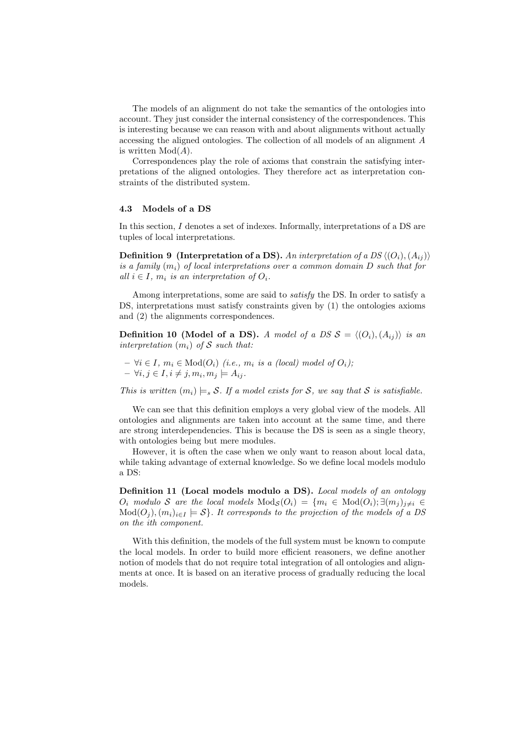The models of an alignment do not take the semantics of the ontologies into account. They just consider the internal consistency of the correspondences. This is interesting because we can reason with and about alignments without actually accessing the aligned ontologies. The collection of all models of an alignment $A$ is written $\mathrm{Mod}(A)$.

Correspondences play the role of axioms that constrain the satisfying interpretations of the aligned ontologies. They therefore act as interpretation constraints of the distributed system.

### 4.3 Models of a DS

In this section, $I$ denotes a set of indexes. Informally, interpretations of a DS are tuples of local interpretations.

**Definition 9 (Interpretation of a DS).** *An interpretation of a DS $\langle (O_i), (A_{ij}) \rangle$ is a family $(m_i)$ of local interpretations over a common domain $D$ such that for all $i \in I$, $m_i$ is an interpretation of $O_i$.*

Among interpretations, some are said to *satisfy* the DS. In order to satisfy a DS, interpretations must satisfy constraints given by (1) the ontologies axioms and (2) the alignments correspondences.

**Definition 10 (Model of a DS).** *A model of a DS $\mathcal{S} = \langle (O_i), (A_{ij}) \rangle$ is an interpretation $(m_i)$ of $\mathcal{S}$ such that:*

- $\forall i \in I$, $m_i \in \mathrm{Mod}(O_i)$ *(i.e., $m_i$ is a (local) model of $O_i$);*
- $\forall i, j \in I, i \neq j, m_i, m_j \models A_{ij}$.

*This is written $(m_i) \models_s \mathcal{S}$. If a model exists for $\mathcal{S}$, we say that $\mathcal{S}$ is satisfiable.*

We can see that this definition employs a very global view of the models. All ontologies and alignments are taken into account at the same time, and there are strong interdependencies. This is because the DS is seen as a single theory, with ontologies being but mere modules.

However, it is often the case when we only want to reason about local data, while taking advantage of external knowledge. So we define local models modulo a DS:

**Definition 11 (Local models modulo a DS).** *Local models of an ontology $O_i$ modulo $\mathcal{S}$ are the local models $\mathrm{Mod}_{\mathcal{S}}(O_i) = \{m_i \in \mathrm{Mod}(O_i); \exists (m_j)_{j \neq i} \in \mathrm{Mod}(O_j), (m_i)_{i \in I} \models \mathcal{S}\}$. It corresponds to the projection of the models of a DS on the ith component.*

With this definition, the models of the full system must be known to compute the local models. In order to build more efficient reasoners, we define another notion of models that do not require total integration of all ontologies and alignments at once. It is based on an iterative process of gradually reducing the local models.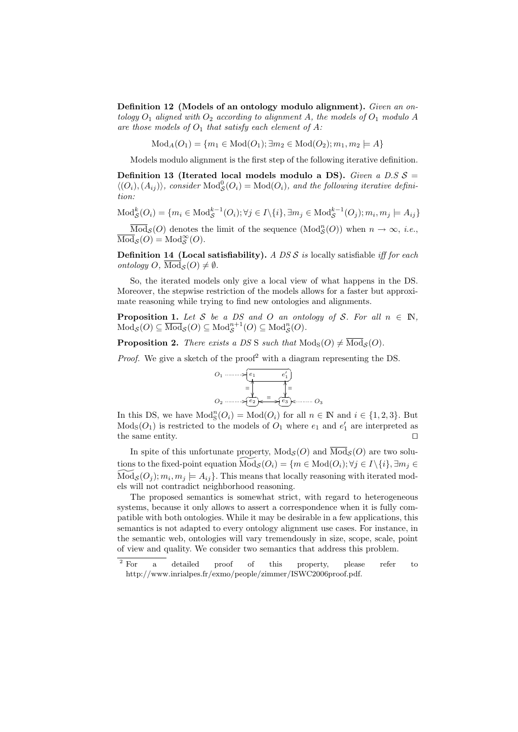**Definition 12 (Models of an ontology modulo alignment).** *Given an ontology $O_1$ aligned with $O_2$ according to alignment $A$, the models of $O_1$ modulo $A$ are those models of $O_1$ that satisfy each element of $A$:*

$$\text{Mod}_A(O_1) = \{m_1 \in \text{Mod}(O_1); \exists m_2 \in \text{Mod}(O_2); m_1, m_2 \models A\}$$

Models modulo alignment is the first step of the following iterative definition.

**Definition 13 (Iterated local models modulo a DS).** *Given a D.S $\mathcal{S} = \langle (O_i), (A_{ij}) \rangle$, consider $\text{Mod}^0_{\mathcal{S}}(O_i) = \text{Mod}(O_i)$, and the following iterative definition:*

$$\text{Mod}^k_{\mathcal{S}}(O_i) = \{m_i \in \text{Mod}^{k-1}_{\mathcal{S}}(O_i); \forall j \in I \backslash \{i\}, \exists m_j \in \text{Mod}^{k-1}_{\mathcal{S}}(O_j); m_i, m_j \models A_{ij}\}$$

$\overline{\text{Mod}}_{\mathcal{S}}(O)$ denotes the limit of the sequence $(\text{Mod}^n_{\mathcal{S}}(O))$ when $n \to \infty$, *i.e.*, $\overline{\text{Mod}}_{\mathcal{S}}(O) = \text{Mod}^{\infty}_{\mathcal{S}}(O)$.

**Definition 14 (Local satisfiability).** *A DS $\mathcal{S}$ is* locally satisfiable *iff for each ontology $O$, $\overline{\text{Mod}}_{\mathcal{S}}(O) \neq \emptyset$.*

So, the iterated models only give a local view of what happens in the DS. Moreover, the stepwise restriction of the models allows for a faster but approximate reasoning while trying to find new ontologies and alignments.

**Proposition 1.** *Let $\mathcal{S}$ be a DS and $O$ an ontology of $\mathcal{S}$. For all $n \in \mathbb{N}$, $\text{Mod}_{\mathcal{S}}(O) \subseteq \overline{\text{Mod}}_{\mathcal{S}}(O) \subseteq \text{Mod}^{n+1}_{\mathcal{S}}(O) \subseteq \text{Mod}^n_{\mathcal{S}}(O)$.*

**Proposition 2.** *There exists a DS S such that $\text{Mod}_{\text{S}}(O) \neq \overline{\text{Mod}}_{\mathcal{S}}(O)$.*

*Proof.* We give a sketch of the proof[2] with a diagram representing the DS.

In this DS, we have $\text{Mod}^n_{\text{S}}(O_i) = \text{Mod}(O_i)$ for all $n \in \mathbb{N}$ and $i \in \{1, 2, 3\}$. But $\text{Mod}_{\text{S}}(O_1)$ is restricted to the models of $O_1$ where $e_1$ and $e'_1$ are interpreted as the same entity. □

In spite of this unfortunate property, $\text{Mod}_{\mathcal{S}}(O)$ and $\overline{\text{Mod}}_{\mathcal{S}}(O)$ are two solutions to the fixed-point equation $\widetilde{\text{Mod}}_{\mathcal{S}}(O_i) = \{m \in \text{Mod}(O_i); \forall j \in I \backslash \{i\}, \exists m_j \in \widetilde{\text{Mod}}_{\mathcal{S}}(O_j); m_i, m_j \models A_{ij}\}$. This means that locally reasoning with iterated models will not contradict neighborhood reasoning.

The proposed semantics is somewhat strict, with regard to heterogeneous systems, because it only allows to assert a correspondence when it is fully compatible with both ontologies. While it may be desirable in a few applications, this semantics is not adapted to every ontology alignment use cases. For instance, in the semantic web, ontologies will vary tremendously in size, scope, scale, point of view and quality. We consider two semantics that address this problem.

[2] For a detailed proof of this property, please refer to http://www.inrialpes.fr/exmo/people/zimmer/ISWC2006proof.pdf.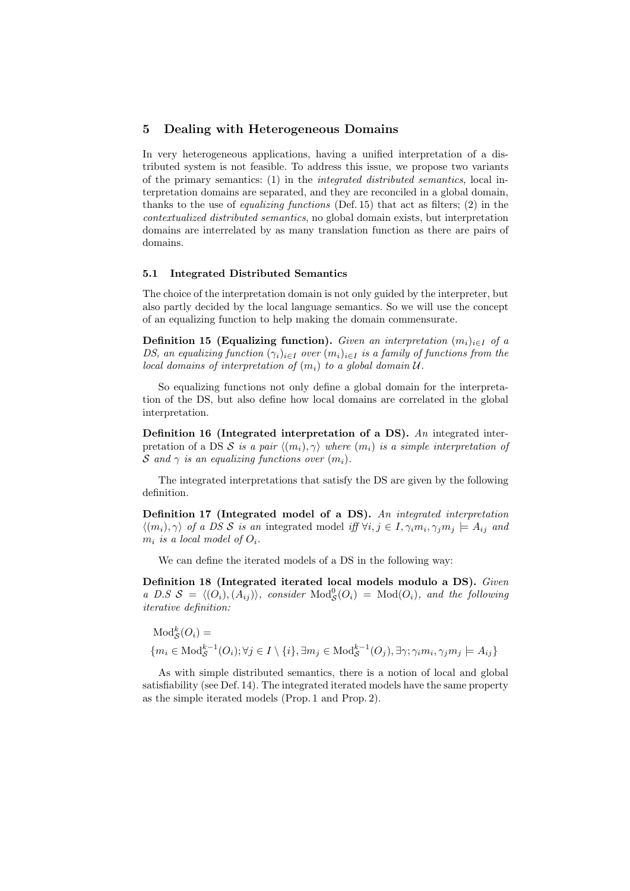## 5 Dealing with Heterogeneous Domains

In very heterogeneous applications, having a unified interpretation of a distributed system is not feasible. To address this issue, we propose two variants of the primary semantics: (1) in the *integrated distributed semantics*, local interpretation domains are separated, and they are reconciled in a global domain, thanks to the use of *equalizing functions* (Def. 15) that act as filters; (2) in the *contextualized distributed semantics*, no global domain exists, but interpretation domains are interrelated by as many translation function as there are pairs of domains.

### 5.1 Integrated Distributed Semantics

The choice of the interpretation domain is not only guided by the interpreter, but also partly decided by the local language semantics. So we will use the concept of an equalizing function to help making the domain commensurate.

**Definition 15 (Equalizing function).** *Given an interpretation $(m_i)_{i \in I}$ of a DS, an equalizing function $(\gamma_i)_{i \in I}$ over $(m_i)_{i \in I}$ is a family of functions from the local domains of interpretation of $(m_i)$ to a global domain $\mathcal{U}$.*

So equalizing functions not only define a global domain for the interpretation of the DS, but also define how local domains are correlated in the global interpretation.

**Definition 16 (Integrated interpretation of a DS).** *An* integrated interpretation of a DS *$\mathcal{S}$ is a pair $\langle (m_i), \gamma \rangle$ where $(m_i)$ is a simple interpretation of $\mathcal{S}$ and $\gamma$ is an equalizing functions over $(m_i)$.*

The integrated interpretations that satisfy the DS are given by the following definition.

**Definition 17 (Integrated model of a DS).** *An integrated interpretation $\langle (m_i), \gamma \rangle$ of a DS $\mathcal{S}$ is an* integrated model *iff $\forall i, j \in I, \gamma_i m_i, \gamma_j m_j \models A_{ij}$ and $m_i$ is a local model of $O_i$.*

We can define the iterated models of a DS in the following way:

**Definition 18 (Integrated iterated local models modulo a DS).** *Given a D.S $\mathcal{S} = \langle (O_i), (A_{ij}) \rangle$, consider $\mathrm{Mod}^0_{\mathcal{S}}(O_i) = \mathrm{Mod}(O_i)$, and the following iterative definition:*

$$\mathrm{Mod}^k_{\mathcal{S}}(O_i) =$$

$$\{m_i \in \mathrm{Mod}^{k-1}_{\mathcal{S}}(O_i); \forall j \in I \setminus \{i\}, \exists m_j \in \mathrm{Mod}^{k-1}_{\mathcal{S}}(O_j), \exists \gamma; \gamma_i m_i, \gamma_j m_j \models A_{ij}\}$$

As with simple distributed semantics, there is a notion of local and global satisfiability (see Def. 14). The integrated iterated models have the same property as the simple iterated models (Prop. 1 and Prop. 2).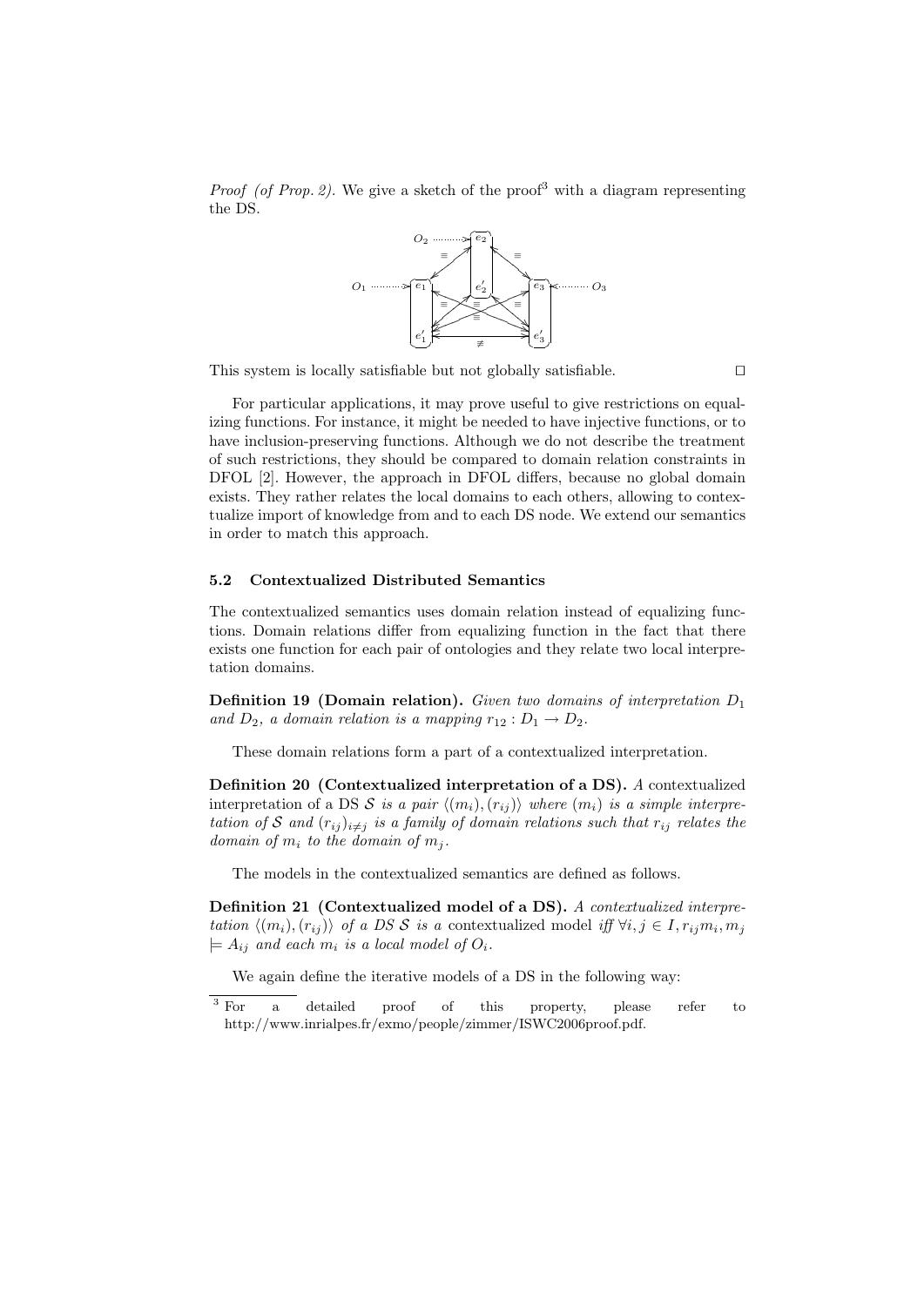*Proof (of Prop. 2).* We give a sketch of the proof[3] with a diagram representing the DS.

This system is locally satisfiable but not globally satisfiable. □

For particular applications, it may prove useful to give restrictions on equalizing functions. For instance, it might be needed to have injective functions, or to have inclusion-preserving functions. Although we do not describe the treatment of such restrictions, they should be compared to domain relation constraints in DFOL [2]. However, the approach in DFOL differs, because no global domain exists. They rather relates the local domains to each others, allowing to contextualize import of knowledge from and to each DS node. We extend our semantics in order to match this approach.

### 5.2 Contextualized Distributed Semantics

The contextualized semantics uses domain relation instead of equalizing functions. Domain relations differ from equalizing function in the fact that there exists one function for each pair of ontologies and they relate two local interpretation domains.

**Definition 19 (Domain relation).** *Given two domains of interpretation $D_1$ and $D_2$, a domain relation is a mapping $r_{12} : D_1 \rightarrow D_2$.*

These domain relations form a part of a contextualized interpretation.

**Definition 20 (Contextualized interpretation of a DS).** *A* contextualized interpretation *of a DS $\mathcal{S}$ is a pair $\langle(m_i),(r_{ij})\rangle$ where $(m_i)$ is a simple interpretation of $\mathcal{S}$ and $(r_{ij})_{i \neq j}$ is a family of domain relations such that $r_{ij}$ relates the domain of $m_i$ to the domain of $m_j$.*

The models in the contextualized semantics are defined as follows.

**Definition 21 (Contextualized model of a DS).** *A contextualized interpretation $\langle(m_i),(r_{ij})\rangle$ of a DS $\mathcal{S}$ is a* contextualized model *iff $\forall i,j \in I, r_{ij}m_i, m_j \models A_{ij}$ and each $m_i$ is a local model of $O_i$.*

We again define the iterative models of a DS in the following way:

[3] For a detailed proof of this property, please refer to http://www.inrialpes.fr/exmo/people/zimmer/ISWC2006proof.pdf.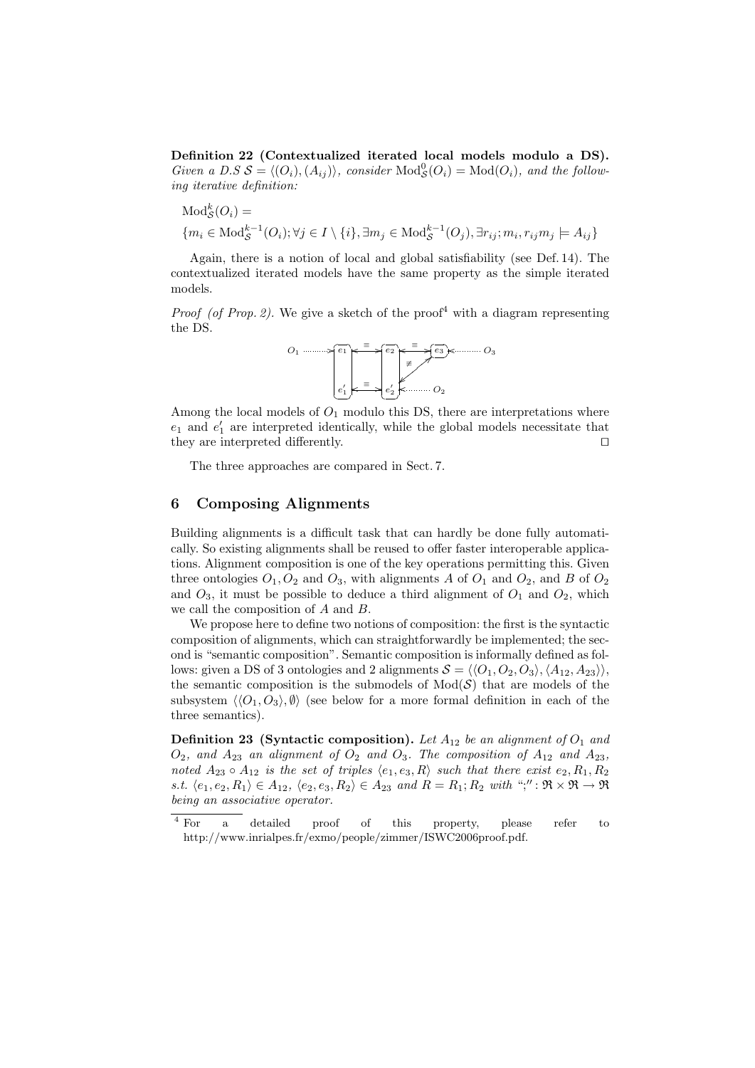**Definition 22 (Contextualized iterated local models modulo a DS).** *Given a D.S* $\mathcal{S} = \langle (O_i), (A_{ij}) \rangle$*, consider* $\text{Mod}^0_{\mathcal{S}}(O_i) = \text{Mod}(O_i)$*, and the following iterative definition:*

$$\text{Mod}^k_{\mathcal{S}}(O_i) =$$
$$\{m_i \in \text{Mod}^{k-1}_{\mathcal{S}}(O_i); \forall j \in I \setminus \{i\}, \exists m_j \in \text{Mod}^{k-1}_{\mathcal{S}}(O_j), \exists r_{ij}; m_i, r_{ij} m_j \models A_{ij}\}$$

Again, there is a notion of local and global satisfiability (see Def. 14). The contextualized iterated models have the same property as the simple iterated models.

*Proof (of Prop. 2).* We give a sketch of the proof[4] with a diagram representing the DS.

Among the local models of $O_1$ modulo this DS, there are interpretations where $e_1$ and $e'_1$ are interpreted identically, while the global models necessitate that they are interpreted differently. □

The three approaches are compared in Sect. 7.

## 6 Composing Alignments

Building alignments is a difficult task that can hardly be done fully automatically. So existing alignments shall be reused to offer faster interoperable applications. Alignment composition is one of the key operations permitting this. Given three ontologies $O_1, O_2$ and $O_3$, with alignments $A$ of $O_1$ and $O_2$, and $B$ of $O_2$ and $O_3$, it must be possible to deduce a third alignment of $O_1$ and $O_2$, which we call the composition of $A$ and $B$.

We propose here to define two notions of composition: the first is the syntactic composition of alignments, which can straightforwardly be implemented; the second is "semantic composition". Semantic composition is informally defined as follows: given a DS of 3 ontologies and 2 alignments $\mathcal{S} = \langle \langle O_1, O_2, O_3 \rangle, \langle A_{12}, A_{23} \rangle \rangle$, the semantic composition is the submodels of $\text{Mod}(\mathcal{S})$ that are models of the subsystem $\langle \langle O_1, O_3 \rangle, \emptyset \rangle$ (see below for a more formal definition in each of the three semantics).

**Definition 23 (Syntactic composition).** *Let* $A_{12}$ *be an alignment of* $O_1$ *and* $O_2$*, and* $A_{23}$ *an alignment of* $O_2$ *and* $O_3$*. The composition of* $A_{12}$ *and* $A_{23}$*, noted* $A_{23} \circ A_{12}$ *is the set of triples* $\langle e_1, e_3, R \rangle$ *such that there exist* $e_2, R_1, R_2$ *s.t.* $\langle e_1, e_2, R_1 \rangle \in A_{12}$*,* $\langle e_2, e_3, R_2 \rangle \in A_{23}$ *and* $R = R_1; R_2$ *with* ";" $: \mathfrak{R} \times \mathfrak{R} \to \mathfrak{R}$ *being an associative operator.*

[4] For a detailed proof of this property, please refer to http://www.inrialpes.fr/exmo/people/zimmer/ISWC2006proof.pdf.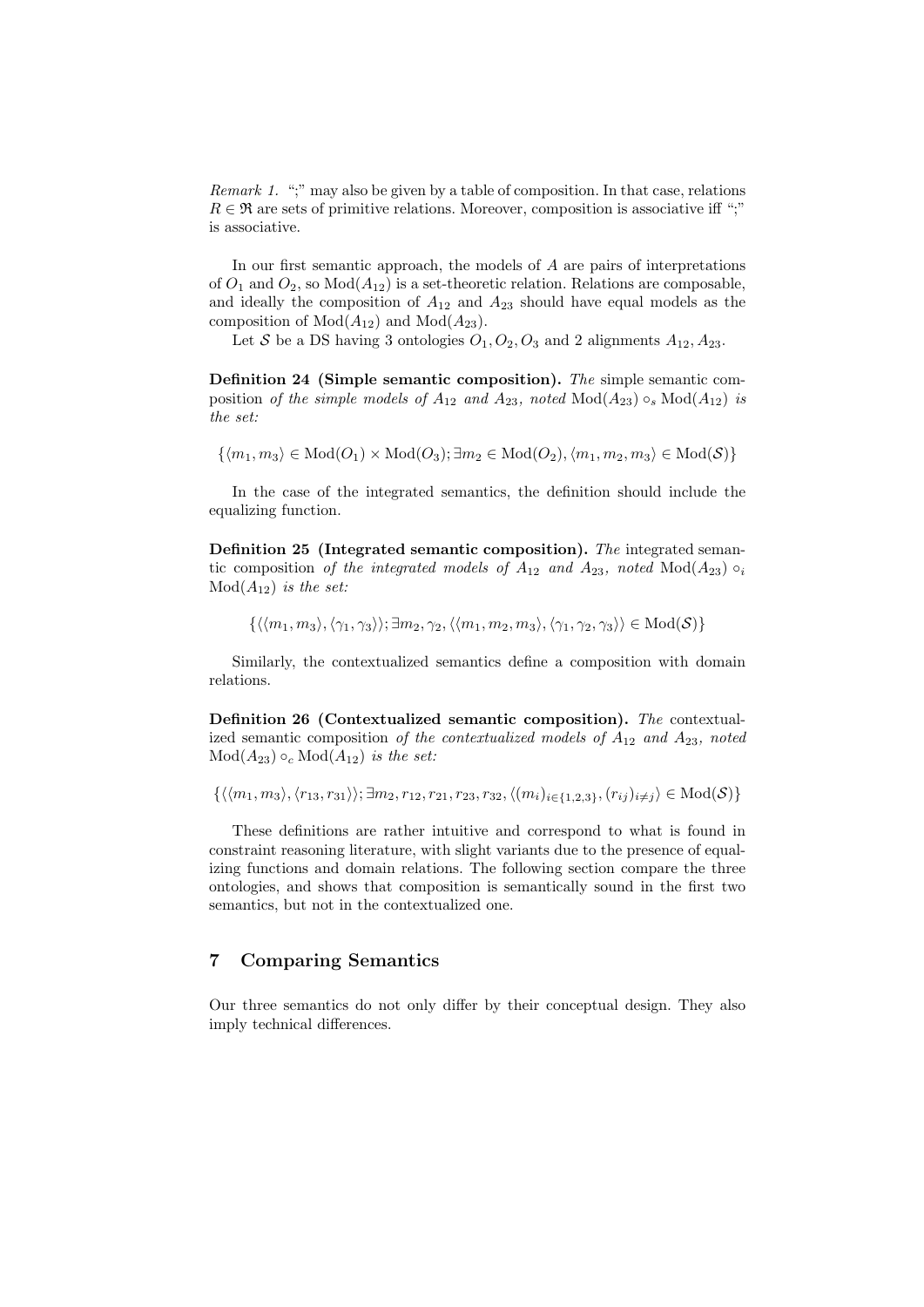*Remark 1.* ";" may also be given by a table of composition. In that case, relations $R \in \mathfrak{R}$ are sets of primitive relations. Moreover, composition is associative iff ";" is associative.

In our first semantic approach, the models of $A$ are pairs of interpretations of $O_1$ and $O_2$, so $\text{Mod}(A_{12})$ is a set-theoretic relation. Relations are composable, and ideally the composition of $A_{12}$ and $A_{23}$ should have equal models as the composition of $\text{Mod}(A_{12})$ and $\text{Mod}(A_{23})$.

Let $\mathcal{S}$ be a DS having 3 ontologies $O_1, O_2, O_3$ and 2 alignments $A_{12}, A_{23}$.

**Definition 24 (Simple semantic composition).** *The* simple semantic composition *of the simple models of $A_{12}$ and $A_{23}$, noted $\text{Mod}(A_{23}) \circ_s \text{Mod}(A_{12})$ is the set:*

$$\{\langle m_1, m_3\rangle \in \text{Mod}(O_1) \times \text{Mod}(O_3); \exists m_2 \in \text{Mod}(O_2), \langle m_1, m_2, m_3\rangle \in \text{Mod}(\mathcal{S})\}$$

In the case of the integrated semantics, the definition should include the equalizing function.

**Definition 25 (Integrated semantic composition).** *The* integrated semantic composition *of the integrated models of $A_{12}$ and $A_{23}$, noted $\text{Mod}(A_{23}) \circ_i \text{Mod}(A_{12})$ is the set:*

$$\{\langle\langle m_1, m_3\rangle, \langle\gamma_1, \gamma_3\rangle\rangle; \exists m_2, \gamma_2, \langle\langle m_1, m_2, m_3\rangle, \langle\gamma_1, \gamma_2, \gamma_3\rangle\rangle \in \text{Mod}(\mathcal{S})\}$$

Similarly, the contextualized semantics define a composition with domain relations.

**Definition 26 (Contextualized semantic composition).** *The* contextualized semantic composition *of the contextualized models of $A_{12}$ and $A_{23}$, noted $\text{Mod}(A_{23}) \circ_c \text{Mod}(A_{12})$ is the set:*

$$\{\langle\langle m_1, m_3\rangle, \langle r_{13}, r_{31}\rangle\rangle; \exists m_2, r_{12}, r_{21}, r_{23}, r_{32}, \langle(m_i)_{i \in \{1,2,3\}}, (r_{ij})_{i \neq j}\rangle \in \text{Mod}(\mathcal{S})\}$$

These definitions are rather intuitive and correspond to what is found in constraint reasoning literature, with slight variants due to the presence of equalizing functions and domain relations. The following section compare the three ontologies, and shows that composition is semantically sound in the first two semantics, but not in the contextualized one.

## 7 Comparing Semantics

Our three semantics do not only differ by their conceptual design. They also imply technical differences.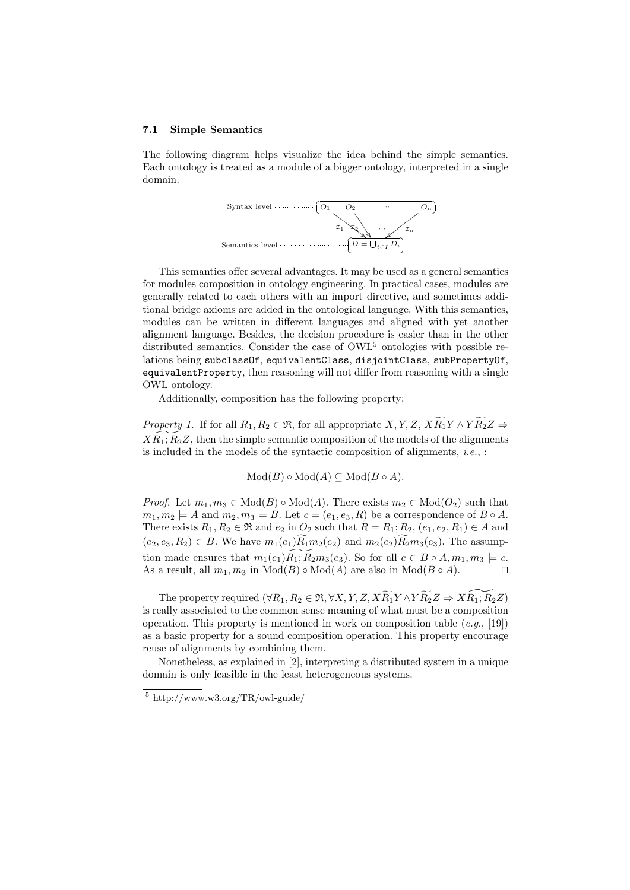### 7.1 Simple Semantics

The following diagram helps visualize the idea behind the simple semantics. Each ontology is treated as a module of a bigger ontology, interpreted in a single domain.

Syntax level ...................... $O_1 \quad O_2 \quad \cdots \quad O_n$

$\mathcal{I}_1 \quad \mathcal{I}_2 \quad \cdots \quad \mathcal{I}_n$

Semantics level ................................ $D = \bigcup_{i \in I} D_i$

This semantics offer several advantages. It may be used as a general semantics for modules composition in ontology engineering. In practical cases, modules are generally related to each others with an import directive, and sometimes additional bridge axioms are added in the ontological language. With this semantics, modules can be written in different languages and aligned with yet another alignment language. Besides, the decision procedure is easier than in the other distributed semantics. Consider the case of OWL[5] ontologies with possible relations being `subclassOf`, `equivalentClass`, `disjointClass`, `subPropertyOf`, `equivalentProperty`, then reasoning will not differ from reasoning with a single OWL ontology.

Additionally, composition has the following property:

*Property 1.* If for all $R_1, R_2 \in \mathfrak{R}$, for all appropriate $X, Y, Z$, $X\widetilde{R_1}Y \wedge Y\widetilde{R_2}Z \Rightarrow X\widetilde{R_1;R_2}Z$, then the simple semantic composition of the models of the alignments is included in the models of the syntactic composition of alignments, *i.e.*, :

$$\mathrm{Mod}(B) \circ \mathrm{Mod}(A) \subseteq \mathrm{Mod}(B \circ A).$$

*Proof.* Let $m_1, m_3 \in \mathrm{Mod}(B) \circ \mathrm{Mod}(A)$. There exists $m_2 \in \mathrm{Mod}(O_2)$ such that $m_1, m_2 \models A$ and $m_2, m_3 \models B$. Let $c = (e_1, e_3, R)$ be a correspondence of $B \circ A$. There exists $R_1, R_2 \in \mathfrak{R}$ and $e_2$ in $O_2$ such that $R = R_1; R_2$, $(e_1, e_2, R_1) \in A$ and $(e_2, e_3, R_2) \in B$. We have $m_1(e_1)\widetilde{R_1}m_2(e_2)$ and $m_2(e_2)\widetilde{R_2}m_3(e_3)$. The assumption made ensures that $m_1(e_1)\widetilde{R_1;R_2}m_3(e_3)$. So for all $c \in B \circ A, m_1, m_3 \models c$. As a result, all $m_1, m_3$ in $\mathrm{Mod}(B) \circ \mathrm{Mod}(A)$ are also in $\mathrm{Mod}(B \circ A)$. □

The property required $(\forall R_1, R_2 \in \mathfrak{R}, \forall X, Y, Z, X\widetilde{R_1}Y \wedge Y\widetilde{R_2}Z \Rightarrow X\widetilde{R_1;R_2}Z)$ is really associated to the common sense meaning of what must be a composition operation. This property is mentioned in work on composition table (*e.g.*, [19]) as a basic property for a sound composition operation. This property encourage reuse of alignments by combining them.

Nonetheless, as explained in [2], interpreting a distributed system in a unique domain is only feasible in the least heterogeneous systems.

[5] http://www.w3.org/TR/owl-guide/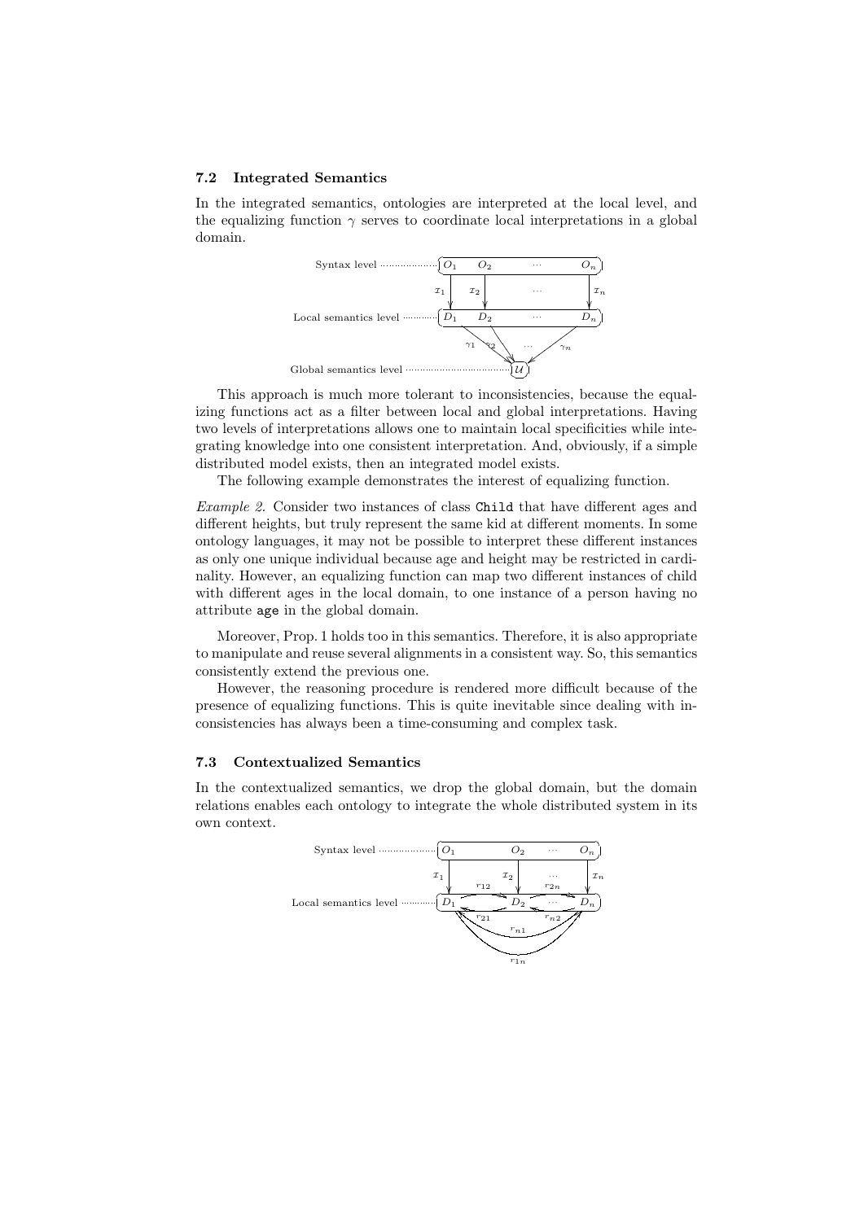### 7.2 Integrated Semantics

In the integrated semantics, ontologies are interpreted at the local level, and the equalizing function $\gamma$ serves to coordinate local interpretations in a global domain.

This approach is much more tolerant to inconsistencies, because the equalizing functions act as a filter between local and global interpretations. Having two levels of interpretations allows one to maintain local specificities while integrating knowledge into one consistent interpretation. And, obviously, if a simple distributed model exists, then an integrated model exists.

The following example demonstrates the interest of equalizing function.

*Example 2.* Consider two instances of class `Child` that have different ages and different heights, but truly represent the same kid at different moments. In some ontology languages, it may not be possible to interpret these different instances as only one unique individual because age and height may be restricted in cardinality. However, an equalizing function can map two different instances of child with different ages in the local domain, to one instance of a person having no attribute `age` in the global domain.

Moreover, Prop. 1 holds too in this semantics. Therefore, it is also appropriate to manipulate and reuse several alignments in a consistent way. So, this semantics consistently extend the previous one.

However, the reasoning procedure is rendered more difficult because of the presence of equalizing functions. This is quite inevitable since dealing with inconsistencies has always been a time-consuming and complex task.

### 7.3 Contextualized Semantics

In the contextualized semantics, we drop the global domain, but the domain relations enables each ontology to integrate the whole distributed system in its own context.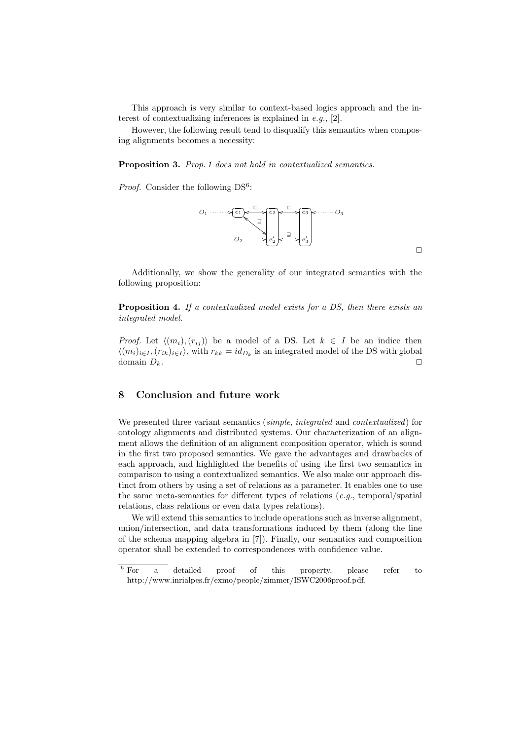This approach is very similar to context-based logics approach and the interest of contextualizing inferences is explained in *e.g.*, [2].

However, the following result tend to disqualify this semantics when composing alignments becomes a necessity:

**Proposition 3.** *Prop. 1 does not hold in contextualized semantics.*

*Proof.* Consider the following DS[6]:

□

Additionally, we show the generality of our integrated semantics with the following proposition:

**Proposition 4.** *If a contextualized model exists for a DS, then there exists an integrated model.*

*Proof.* Let $\langle (m_i), (r_{ij}) \rangle$ be a model of a DS. Let $k \in I$ be an indice then $\langle (m_i)_{i \in I}, (r_{ik})_{i \in I} \rangle$, with $r_{kk} = id_{D_k}$ is an integrated model of the DS with global domain $D_k$. □

## 8 Conclusion and future work

We presented three variant semantics (*simple*, *integrated* and *contextualized*) for ontology alignments and distributed systems. Our characterization of an alignment allows the definition of an alignment composition operator, which is sound in the first two proposed semantics. We gave the advantages and drawbacks of each approach, and highlighted the benefits of using the first two semantics in comparison to using a contextualized semantics. We also make our approach distinct from others by using a set of relations as a parameter. It enables one to use the same meta-semantics for different types of relations (*e.g.*, temporal/spatial relations, class relations or even data types relations).

We will extend this semantics to include operations such as inverse alignment, union/intersection, and data transformations induced by them (along the line of the schema mapping algebra in [7]). Finally, our semantics and composition operator shall be extended to correspondences with confidence value.

[6] For a detailed proof of this property, please refer to http://www.inrialpes.fr/exmo/people/zimmer/ISWC2006proof.pdf.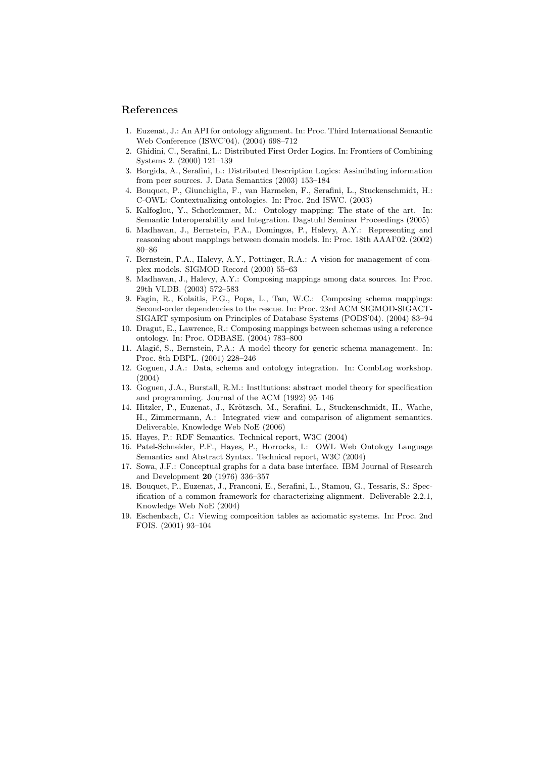## References

1. Euzenat, J.: An API for ontology alignment. In: Proc. Third International Semantic Web Conference (ISWC'04). (2004) 698–712
2. Ghidini, C., Serafini, L.: Distributed First Order Logics. In: Frontiers of Combining Systems 2. (2000) 121–139
3. Borgida, A., Serafini, L.: Distributed Description Logics: Assimilating information from peer sources. J. Data Semantics (2003) 153–184
4. Bouquet, P., Giunchiglia, F., van Harmelen, F., Serafini, L., Stuckenschmidt, H.: C-OWL: Contextualizing ontologies. In: Proc. 2nd ISWC. (2003)
5. Kalfoglou, Y., Schorlemmer, M.: Ontology mapping: The state of the art. In: Semantic Interoperability and Integration. Dagstuhl Seminar Proceedings (2005)
6. Madhavan, J., Bernstein, P.A., Domingos, P., Halevy, A.Y.: Representing and reasoning about mappings between domain models. In: Proc. 18th AAAI'02. (2002) 80–86
7. Bernstein, P.A., Halevy, A.Y., Pottinger, R.A.: A vision for management of complex models. SIGMOD Record (2000) 55–63
8. Madhavan, J., Halevy, A.Y.: Composing mappings among data sources. In: Proc. 29th VLDB. (2003) 572–583
9. Fagin, R., Kolaitis, P.G., Popa, L., Tan, W.C.: Composing schema mappings: Second-order dependencies to the rescue. In: Proc. 23rd ACM SIGMOD-SIGACT-SIGART symposium on Principles of Database Systems (PODS'04). (2004) 83–94
10. Dragut, E., Lawrence, R.: Composing mappings between schemas using a reference ontology. In: Proc. ODBASE. (2004) 783–800
11. Alagić, S., Bernstein, P.A.: A model theory for generic schema management. In: Proc. 8th DBPL. (2001) 228–246
12. Goguen, J.A.: Data, schema and ontology integration. In: CombLog workshop. (2004)
13. Goguen, J.A., Burstall, R.M.: Institutions: abstract model theory for specification and programming. Journal of the ACM (1992) 95–146
14. Hitzler, P., Euzenat, J., Krötzsch, M., Serafini, L., Stuckenschmidt, H., Wache, H., Zimmermann, A.: Integrated view and comparison of alignment semantics. Deliverable, Knowledge Web NoE (2006)
15. Hayes, P.: RDF Semantics. Technical report, W3C (2004)
16. Patel-Schneider, P.F., Hayes, P., Horrocks, I.: OWL Web Ontology Language Semantics and Abstract Syntax. Technical report, W3C (2004)
17. Sowa, J.F.: Conceptual graphs for a data base interface. IBM Journal of Research and Development **20** (1976) 336–357
18. Bouquet, P., Euzenat, J., Franconi, E., Serafini, L., Stamou, G., Tessaris, S.: Specification of a common framework for characterizing alignment. Deliverable 2.2.1, Knowledge Web NoE (2004)
19. Eschenbach, C.: Viewing composition tables as axiomatic systems. In: Proc. 2nd FOIS. (2001) 93–104